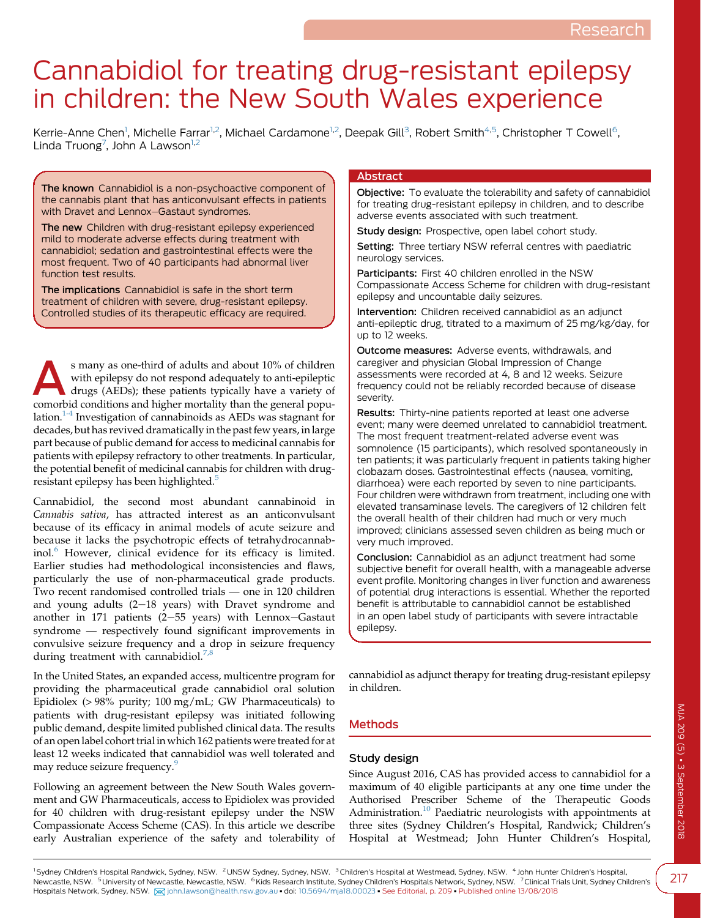Research

# Cannabidiol for treating drug-resistant epilepsy in children: the New South Wales experience

Kerrie-Anne Chen[1], Michelle Farrar[1,2], Michael Cardamone[1,2], Deepak Gill[3], Robert Smith[4,5], Christopher T Cowell[6], Linda Truong[7], John A Lawson[1,2]

**The known** Cannabidiol is a non-psychoactive component of the cannabis plant that has anticonvulsant effects in patients with Dravet and Lennox–Gastaut syndromes.

**The new** Children with drug-resistant epilepsy experienced mild to moderate adverse effects during treatment with cannabidiol; sedation and gastrointestinal effects were the most frequent. Two of 40 participants had abnormal liver function test results.

**The implications** Cannabidiol is safe in the short term treatment of children with severe, drug-resistant epilepsy. Controlled studies of its therapeutic efficacy are required.

## Abstract

**Objective:** To evaluate the tolerability and safety of cannabidiol for treating drug-resistant epilepsy in children, and to describe adverse events associated with such treatment.

**Study design:** Prospective, open label cohort study.

**Setting:** Three tertiary NSW referral centres with paediatric neurology services.

**Participants:** First 40 children enrolled in the NSW Compassionate Access Scheme for children with drug-resistant epilepsy and uncountable daily seizures.

**Intervention:** Children received cannabidiol as an adjunct anti-epileptic drug, titrated to a maximum of 25 mg/kg/day, for up to 12 weeks.

**Outcome measures:** Adverse events, withdrawals, and caregiver and physician Global Impression of Change assessments were recorded at 4, 8 and 12 weeks. Seizure frequency could not be reliably recorded because of disease severity.

**Results:** Thirty-nine patients reported at least one adverse event; many were deemed unrelated to cannabidiol treatment. The most frequent treatment-related adverse event was somnolence (15 participants), which resolved spontaneously in ten patients; it was particularly frequent in patients taking higher clobazam doses. Gastrointestinal effects (nausea, vomiting, diarrhoea) were each reported by seven to nine participants. Four children were withdrawn from treatment, including one with elevated transaminase levels. The caregivers of 12 children felt the overall health of their children had much or very much improved; clinicians assessed seven children as being much or very much improved.

**Conclusion:** Cannabidiol as an adjunct treatment had some subjective benefit for overall health, with a manageable adverse event profile. Monitoring changes in liver function and awareness of potential drug interactions is essential. Whether the reported benefit is attributable to cannabidiol cannot be established in an open label study of participants with severe intractable epilepsy.

As many as one-third of adults and about 10% of children with epilepsy do not respond adequately to anti-epileptic drugs (AEDs); these patients typically have a variety of comorbid conditions and higher mortality than the general population.[1-4] Investigation of cannabinoids as AEDs was stagnant for decades, but has revived dramatically in the past few years, in large part because of public demand for access to medicinal cannabis for patients with epilepsy refractory to other treatments. In particular, the potential benefit of medicinal cannabis for children with drug-resistant epilepsy has been highlighted.[5]

Cannabidiol, the second most abundant cannabinoid in *Cannabis sativa*, has attracted interest as an anticonvulsant because of its efficacy in animal models of acute seizure and because it lacks the psychotropic effects of tetrahydrocannabinol.[6] However, clinical evidence for its efficacy is limited. Earlier studies had methodological inconsistencies and flaws, particularly the use of non-pharmaceutical grade products. Two recent randomised controlled trials — one in 120 children and young adults (2–18 years) with Dravet syndrome and another in 171 patients (2–55 years) with Lennox–Gastaut syndrome — respectively found significant improvements in convulsive seizure frequency and a drop in seizure frequency during treatment with cannabidiol.[7,8]

In the United States, an expanded access, multicentre program for providing the pharmaceutical grade cannabidiol oral solution Epidiolex (> 98% purity; 100 mg/mL; GW Pharmaceuticals) to patients with drug-resistant epilepsy was initiated following public demand, despite limited published clinical data. The results of an open label cohort trial in which 162 patients were treated for at least 12 weeks indicated that cannabidiol was well tolerated and may reduce seizure frequency.[9]

Following an agreement between the New South Wales government and GW Pharmaceuticals, access to Epidiolex was provided for 40 children with drug-resistant epilepsy under the NSW Compassionate Access Scheme (CAS). In this article we describe early Australian experience of the safety and tolerability of cannabidiol as adjunct therapy for treating drug-resistant epilepsy in children.

## Methods

### Study design

Since August 2016, CAS has provided access to cannabidiol for a maximum of 40 eligible participants at any one time under the Authorised Prescriber Scheme of the Therapeutic Goods Administration.[10] Paediatric neurologists with appointments at three sites (Sydney Children's Hospital, Randwick; Children's Hospital at Westmead; John Hunter Children's Hospital,

[1] Sydney Children's Hospital Randwick, Sydney, NSW. [2] UNSW Sydney, Sydney, NSW. [3] Children's Hospital at Westmead, Sydney, NSW. [4] John Hunter Children's Hospital, Newcastle, NSW. [5] University of Newcastle, Newcastle, NSW. [6] Kids Research Institute, Sydney Children's Hospitals Network, Sydney, NSW. [7] Clinical Trials Unit, Sydney Children's Hospitals Network, Sydney, NSW. john.lawson@health.nsw.gov.au • doi: 10.5694/mja18.00023 • See Editorial, p. 209 • Published online 13/08/2018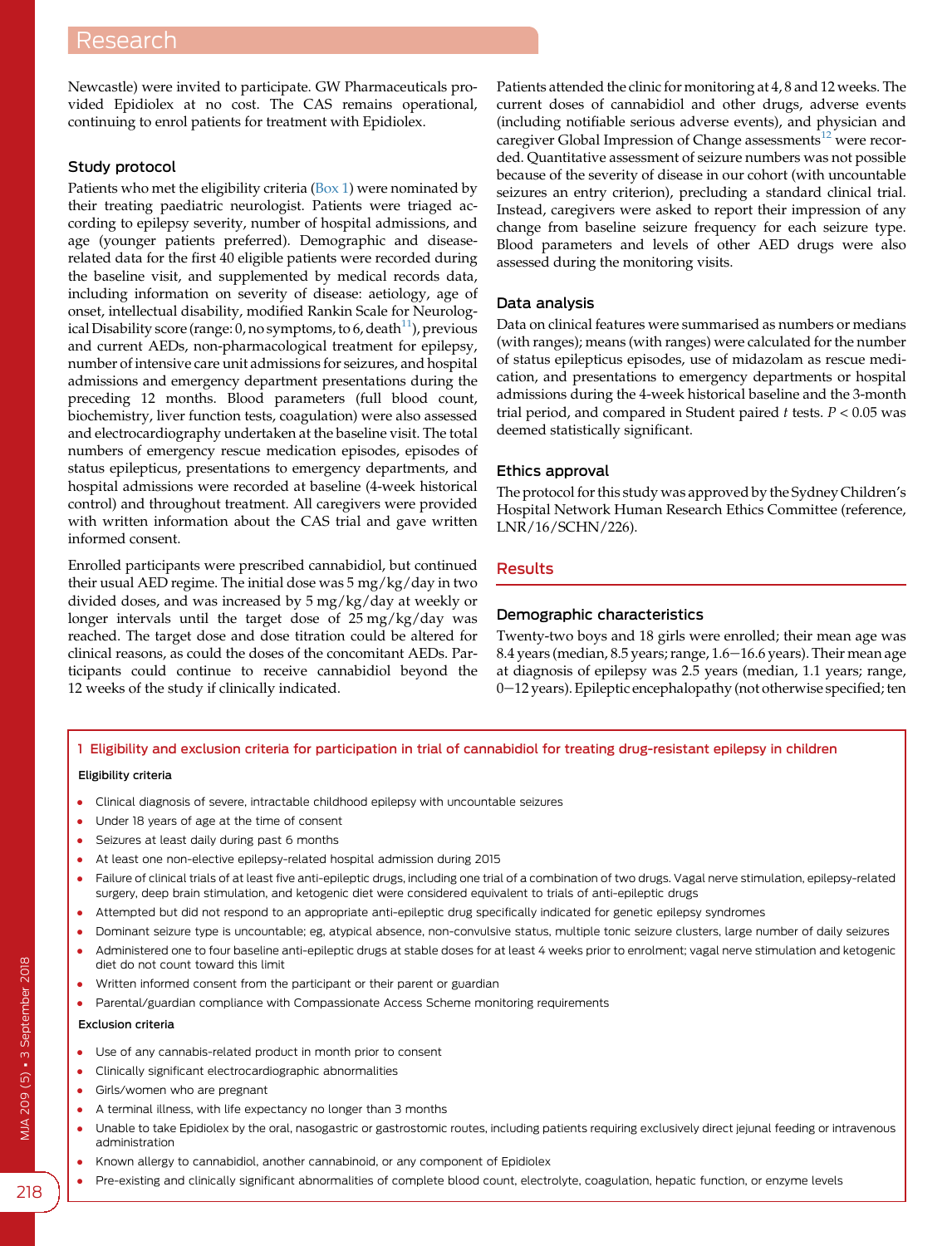Newcastle) were invited to participate. GW Pharmaceuticals provided Epidiolex at no cost. The CAS remains operational, continuing to enrol patients for treatment with Epidiolex.

### Study protocol

Patients who met the eligibility criteria (Box 1) were nominated by their treating paediatric neurologist. Patients were triaged according to epilepsy severity, number of hospital admissions, and age (younger patients preferred). Demographic and disease-related data for the first 40 eligible patients were recorded during the baseline visit, and supplemented by medical records data, including information on severity of disease: aetiology, age of onset, intellectual disability, modified Rankin Scale for Neurological Disability score (range: 0, no symptoms, to 6, death[11]), previous and current AEDs, non-pharmacological treatment for epilepsy, number of intensive care unit admissions for seizures, and hospital admissions and emergency department presentations during the preceding 12 months. Blood parameters (full blood count, biochemistry, liver function tests, coagulation) were also assessed and electrocardiography undertaken at the baseline visit. The total numbers of emergency rescue medication episodes, episodes of status epilepticus, presentations to emergency departments, and hospital admissions were recorded at baseline (4-week historical control) and throughout treatment. All caregivers were provided with written information about the CAS trial and gave written informed consent.

Enrolled participants were prescribed cannabidiol, but continued their usual AED regime. The initial dose was 5 mg/kg/day in two divided doses, and was increased by 5 mg/kg/day at weekly or longer intervals until the target dose of 25 mg/kg/day was reached. The target dose and dose titration could be altered for clinical reasons, as could the doses of the concomitant AEDs. Participants could continue to receive cannabidiol beyond the 12 weeks of the study if clinically indicated.

Patients attended the clinic for monitoring at 4, 8 and 12 weeks. The current doses of cannabidiol and other drugs, adverse events (including notifiable serious adverse events), and physician and caregiver Global Impression of Change assessments[12] were recorded. Quantitative assessment of seizure numbers was not possible because of the severity of disease in our cohort (with uncountable seizures an entry criterion), precluding a standard clinical trial. Instead, caregivers were asked to report their impression of any change from baseline seizure frequency for each seizure type. Blood parameters and levels of other AED drugs were also assessed during the monitoring visits.

### Data analysis

Data on clinical features were summarised as numbers or medians (with ranges); means (with ranges) were calculated for the number of status epilepticus episodes, use of midazolam as rescue medication, and presentations to emergency departments or hospital admissions during the 4-week historical baseline and the 3-month trial period, and compared in Student paired *t* tests. $P < 0.05$ was deemed statistically significant.

### Ethics approval

The protocol for this study was approved by the Sydney Children's Hospital Network Human Research Ethics Committee (reference, LNR/16/SCHN/226).

## Results

### Demographic characteristics

Twenty-two boys and 18 girls were enrolled; their mean age was 8.4 years (median, 8.5 years; range, 1.6–16.6 years). Their mean age at diagnosis of epilepsy was 2.5 years (median, 1.1 years; range, 0–12 years). Epileptic encephalopathy (not otherwise specified; ten

**1 Eligibility and exclusion criteria for participation in trial of cannabidiol for treating drug-resistant epilepsy in children**

**Eligibility criteria**

- Clinical diagnosis of severe, intractable childhood epilepsy with uncountable seizures
- Under 18 years of age at the time of consent
- Seizures at least daily during past 6 months
- At least one non-elective epilepsy-related hospital admission during 2015
- Failure of clinical trials of at least five anti-epileptic drugs, including one trial of a combination of two drugs. Vagal nerve stimulation, epilepsy-related surgery, deep brain stimulation, and ketogenic diet were considered equivalent to trials of anti-epileptic drugs
- Attempted but did not respond to an appropriate anti-epileptic drug specifically indicated for genetic epilepsy syndromes
- Dominant seizure type is uncountable; eg, atypical absence, non-convulsive status, multiple tonic seizure clusters, large number of daily seizures
- Administered one to four baseline anti-epileptic drugs at stable doses for at least 4 weeks prior to enrolment; vagal nerve stimulation and ketogenic diet do not count toward this limit
- Written informed consent from the participant or their parent or guardian
- Parental/guardian compliance with Compassionate Access Scheme monitoring requirements

**Exclusion criteria**

- Use of any cannabis-related product in month prior to consent
- Clinically significant electrocardiographic abnormalities
- Girls/women who are pregnant
- A terminal illness, with life expectancy no longer than 3 months
- Unable to take Epidiolex by the oral, nasogastric or gastrostomic routes, including patients requiring exclusively direct jejunal feeding or intravenous administration
- Known allergy to cannabidiol, another cannabinoid, or any component of Epidiolex
- Pre-existing and clinically significant abnormalities of complete blood count, electrolyte, coagulation, hepatic function, or enzyme levels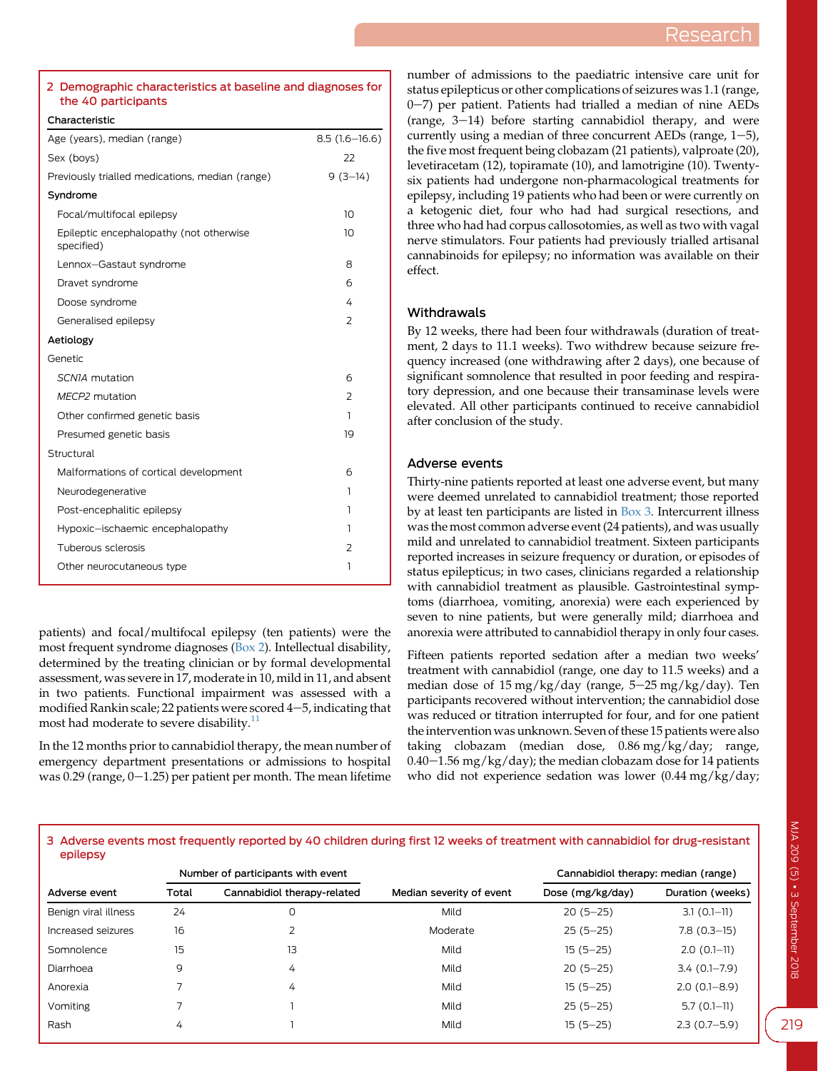**2 Demographic characteristics at baseline and diagnoses for the 40 participants**

| Characteristic | |
|---|---|
| Age (years), median (range) | 8.5 (1.6–16.6) |
| Sex (boys) | 22 |
| Previously trialled medications, median (range) | 9 (3–14) |
| **Syndrome** | |
| Focal/multifocal epilepsy | 10 |
| Epileptic encephalopathy (not otherwise specified) | 10 |
| Lennox–Gastaut syndrome | 8 |
| Dravet syndrome | 6 |
| Doose syndrome | 4 |
| Generalised epilepsy | 2 |
| **Aetiology** | |
| Genetic | |
| *SCN1A* mutation | 6 |
| *MECP2* mutation | 2 |
| Other confirmed genetic basis | 1 |
| Presumed genetic basis | 19 |
| Structural | |
| Malformations of cortical development | 6 |
| Neurodegenerative | 1 |
| Post-encephalitic epilepsy | 1 |
| Hypoxic–ischaemic encephalopathy | 1 |
| Tuberous sclerosis | 2 |
| Other neurocutaneous type | 1 |

patients) and focal/multifocal epilepsy (ten patients) were the most frequent syndrome diagnoses (Box 2). Intellectual disability, determined by the treating clinician or by formal developmental assessment, was severe in 17, moderate in 10, mild in 11, and absent in two patients. Functional impairment was assessed with a modified Rankin scale; 22 patients were scored 4–5, indicating that most had moderate to severe disability.[11]

In the 12 months prior to cannabidiol therapy, the mean number of emergency department presentations or admissions to hospital was 0.29 (range, 0–1.25) per patient per month. The mean lifetime number of admissions to the paediatric intensive care unit for status epilepticus or other complications of seizures was 1.1 (range, 0–7) per patient. Patients had trialled a median of nine AEDs (range, 3–14) before starting cannabidiol therapy, and were currently using a median of three concurrent AEDs (range, 1–5), the five most frequent being clobazam (21 patients), valproate (20), levetiracetam (12), topiramate (10), and lamotrigine (10). Twenty-six patients had undergone non-pharmacological treatments for epilepsy, including 19 patients who had been or were currently on a ketogenic diet, four who had had surgical resections, and three who had had corpus callosotomies, as well as two with vagal nerve stimulators. Four patients had previously trialled artisanal cannabinoids for epilepsy; no information was available on their effect.

### Withdrawals

By 12 weeks, there had been four withdrawals (duration of treatment, 2 days to 11.1 weeks). Two withdrew because seizure frequency increased (one withdrawing after 2 days), one because of significant somnolence that resulted in poor feeding and respiratory depression, and one because their transaminase levels were elevated. All other participants continued to receive cannabidiol after conclusion of the study.

### Adverse events

Thirty-nine patients reported at least one adverse event, but many were deemed unrelated to cannabidiol treatment; those reported by at least ten participants are listed in Box 3. Intercurrent illness was the most common adverse event (24 patients), and was usually mild and unrelated to cannabidiol treatment. Sixteen participants reported increases in seizure frequency or duration, or episodes of status epilepticus; in two cases, clinicians regarded a relationship with cannabidiol treatment as plausible. Gastrointestinal symptoms (diarrhoea, vomiting, anorexia) were each experienced by seven to nine patients, but were generally mild; diarrhoea and anorexia were attributed to cannabidiol therapy in only four cases.

Fifteen patients reported sedation after a median two weeks' treatment with cannabidiol (range, one day to 11.5 weeks) and a median dose of 15 mg/kg/day (range, 5–25 mg/kg/day). Ten participants recovered without intervention; the cannabidiol dose was reduced or titration interrupted for four, and for one patient the intervention was unknown. Seven of these 15 patients were also taking clobazam (median dose, 0.86 mg/kg/day; range, 0.40–1.56 mg/kg/day); the median clobazam dose for 14 patients who did not experience sedation was lower (0.44 mg/kg/day;

**3 Adverse events most frequently reported by 40 children during first 12 weeks of treatment with cannabidiol for drug-resistant epilepsy**

| | Number of participants with event | | | Cannabidiol therapy: median (range) | |
|---|---|---|---|---|---|
| Adverse event | Total | Cannabidiol therapy-related | Median severity of event | Dose (mg/kg/day) | Duration (weeks) |
| Benign viral illness | 24 | 0 | Mild | 20 (5–25) | 3.1 (0.1–11) |
| Increased seizures | 16 | 2 | Moderate | 25 (5–25) | 7.8 (0.3–15) |
| Somnolence | 15 | 13 | Mild | 15 (5–25) | 2.0 (0.1–11) |
| Diarrhoea | 9 | 4 | Mild | 20 (5–25) | 3.4 (0.1–7.9) |
| Anorexia | 7 | 4 | Mild | 15 (5–25) | 2.0 (0.1–8.9) |
| Vomiting | 7 | 1 | Mild | 25 (5–25) | 5.7 (0.1–11) |
| Rash | 4 | 1 | Mild | 15 (5–25) | 2.3 (0.7–5.9) |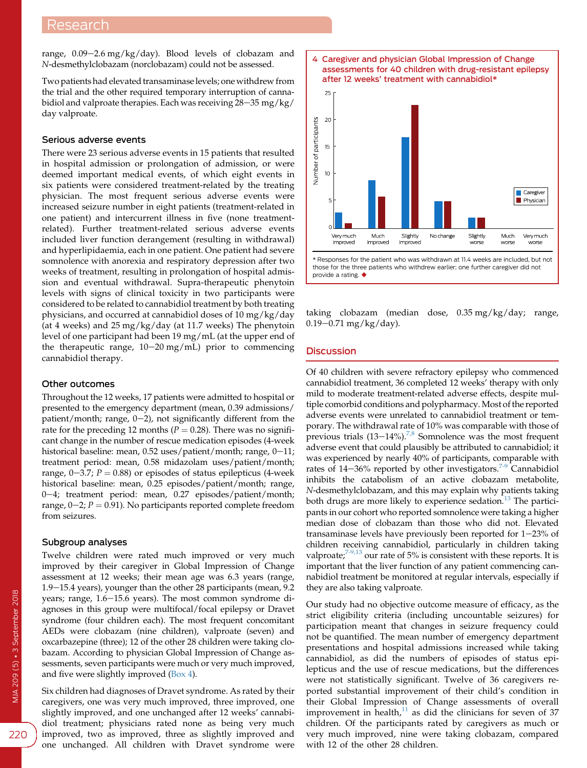range, 0.09−2.6 mg/kg/day). Blood levels of clobazam and *N*-desmethylclobazam (norclobazam) could not be assessed.

Two patients had elevated transaminase levels; one withdrew from the trial and the other required temporary interruption of cannabidiol and valproate therapies. Each was receiving 28−35 mg/kg/day valproate.

### Serious adverse events

There were 23 serious adverse events in 15 patients that resulted in hospital admission or prolongation of admission, or were deemed important medical events, of which eight events in six patients were considered treatment-related by the treating physician. The most frequent serious adverse events were increased seizure number in eight patients (treatment-related in one patient) and intercurrent illness in five (none treatment-related). Further treatment-related serious adverse events included liver function derangement (resulting in withdrawal) and hyperlipidaemia, each in one patient. One patient had severe somnolence with anorexia and respiratory depression after two weeks of treatment, resulting in prolongation of hospital admission and eventual withdrawal. Supra-therapeutic phenytoin levels with signs of clinical toxicity in two participants were considered to be related to cannabidiol treatment by both treating physicians, and occurred at cannabidiol doses of 10 mg/kg/day (at 4 weeks) and 25 mg/kg/day (at 11.7 weeks) The phenytoin level of one participant had been 19 mg/mL (at the upper end of the therapeutic range, 10−20 mg/mL) prior to commencing cannabidiol therapy.

### Other outcomes

Throughout the 12 weeks, 17 patients were admitted to hospital or presented to the emergency department (mean, 0.39 admissions/patient/month; range, 0−2), not significantly different from the rate for the preceding 12 months ($P = 0.28$). There was no significant change in the number of rescue medication episodes (4-week historical baseline: mean, 0.52 uses/patient/month; range, 0−11; treatment period: mean, 0.58 midazolam uses/patient/month; range, 0−3.7; $P = 0.88$) or episodes of status epilepticus (4-week historical baseline: mean, 0.25 episodes/patient/month; range, 0−4; treatment period: mean, 0.27 episodes/patient/month; range, 0−2; $P = 0.91$). No participants reported complete freedom from seizures.

### Subgroup analyses

Twelve children were rated much improved or very much improved by their caregiver in Global Impression of Change assessment at 12 weeks; their mean age was 6.3 years (range, 1.9−15.4 years), younger than the other 28 participants (mean, 9.2 years; range, 1.6−15.6 years). The most common syndrome diagnoses in this group were multifocal/focal epilepsy or Dravet syndrome (four children each). The most frequent concomitant AEDs were clobazam (nine children), valproate (seven) and oxcarbazepine (three); 12 of the other 28 children were taking clobazam. According to physician Global Impression of Change assessments, seven participants were much or very much improved, and five were slightly improved (Box 4).

Six children had diagnoses of Dravet syndrome. As rated by their caregivers, one was very much improved, three improved, one slightly improved, and one unchanged after 12 weeks' cannabidiol treatment; physicians rated none as being very much improved, two as improved, three as slightly improved and one unchanged. All children with Dravet syndrome were taking clobazam (median dose, 0.35 mg/kg/day; range, 0.19−0.71 mg/kg/day).

**4 Caregiver and physician Global Impression of Change assessments for 40 children with drug-resistant epilepsy after 12 weeks' treatment with cannabidiol***

| Response | Caregiver | Physician |
|---|---|---|
| Very much improved | 3 | 1 |
| Much improved | 9 | 6 |
| Slightly improved | 17 | 23 |
| No change | 5 | 5 |
| Slightly worse | 2 | 2 |
| Much worse | 0 | 0 |
| Very much worse | 0 | 0 |

\* Responses for the patient who was withdrawn at 11.4 weeks are included, but not those for the three patients who withdrew earlier; one further caregiver did not provide a rating. ◆

## Discussion

Of 40 children with severe refractory epilepsy who commenced cannabidiol treatment, 36 completed 12 weeks' therapy with only mild to moderate treatment-related adverse effects, despite multiple comorbid conditions and polypharmacy. Most of the reported adverse events were unrelated to cannabidiol treatment or temporary. The withdrawal rate of 10% was comparable with those of previous trials (13−14%).[7,8] Somnolence was the most frequent adverse event that could plausibly be attributed to cannabidiol; it was experienced by nearly 40% of participants, comparable with rates of 14−36% reported by other investigators.[7-9] Cannabidiol inhibits the catabolism of an active clobazam metabolite, *N*-desmethylclobazam, and this may explain why patients taking both drugs are more likely to experience sedation.[13] The participants in our cohort who reported somnolence were taking a higher median dose of clobazam than those who did not. Elevated transaminase levels have previously been reported for 1−23% of children receiving cannabidiol, particularly in children taking valproate;[7-9,13] our rate of 5% is consistent with these reports. It is important that the liver function of any patient commencing cannabidiol treatment be monitored at regular intervals, especially if they are also taking valproate.

Our study had no objective outcome measure of efficacy, as the strict eligibility criteria (including uncountable seizures) for participation meant that changes in seizure frequency could not be quantified. The mean number of emergency department presentations and hospital admissions increased while taking cannabidiol, as did the numbers of episodes of status epilepticus and the use of rescue medications, but the differences were not statistically significant. Twelve of 36 caregivers reported substantial improvement of their child's condition in their Global Impression of Change assessments of overall improvement in health,[11] as did the clinicians for seven of 37 children. Of the participants rated by caregivers as much or very much improved, nine were taking clobazam, compared with 12 of the other 28 children.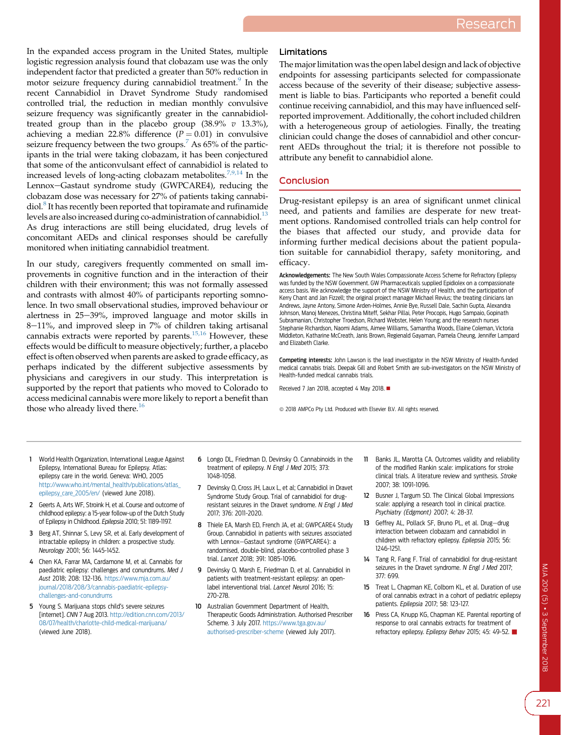In the expanded access program in the United States, multiple logistic regression analysis found that clobazam use was the only independent factor that predicted a greater than 50% reduction in motor seizure frequency during cannabidiol treatment.[9] In the recent Cannabidiol in Dravet Syndrome Study randomised controlled trial, the reduction in median monthly convulsive seizure frequency was significantly greater in the cannabidiol-treated group than in the placebo group (38.9% *v* 13.3%), achieving a median 22.8% difference ($P = 0.01$) in convulsive seizure frequency between the two groups.[7] As 65% of the participants in the trial were taking clobazam, it has been conjectured that some of the anticonvulsant effect of cannabidiol is related to increased levels of long-acting clobazam metabolites.[7,9,14] In the Lennox–Gastaut syndrome study (GWPCARE4), reducing the clobazam dose was necessary for 27% of patients taking cannabidiol.[8] It has recently been reported that topiramate and rufinamide levels are also increased during co-administration of cannabidiol.[13] As drug interactions are still being elucidated, drug levels of concomitant AEDs and clinical responses should be carefully monitored when initiating cannabidiol treatment.

In our study, caregivers frequently commented on small improvements in cognitive function and in the interaction of their children with their environment; this was not formally assessed and contrasts with almost 40% of participants reporting somnolence. In two small observational studies, improved behaviour or alertness in 25–39%, improved language and motor skills in 8–11%, and improved sleep in 7% of children taking artisanal cannabis extracts were reported by parents.[15,16] However, these effects would be difficult to measure objectively; further, a placebo effect is often observed when parents are asked to grade efficacy, as perhaps indicated by the different subjective assessments by physicians and caregivers in our study. This interpretation is supported by the report that patients who moved to Colorado to access medicinal cannabis were more likely to report a benefit than those who already lived there.[16]

### Limitations

The major limitation was the open label design and lack of objective endpoints for assessing participants selected for compassionate access because of the severity of their disease; subjective assessment is liable to bias. Participants who reported a benefit could continue receiving cannabidiol, and this may have influenced self-reported improvement. Additionally, the cohort included children with a heterogeneous group of aetiologies. Finally, the treating clinician could change the doses of cannabidiol and other concurrent AEDs throughout the trial; it is therefore not possible to attribute any benefit to cannabidiol alone.

## Conclusion

Drug-resistant epilepsy is an area of significant unmet clinical need, and patients and families are desperate for new treatment options. Randomised controlled trials can help control for the biases that affected our study, and provide data for informing further medical decisions about the patient population suitable for cannabidiol therapy, safety monitoring, and efficacy.

**Acknowledgements:** The New South Wales Compassionate Access Scheme for Refractory Epilepsy was funded by the NSW Government. GW Pharmaceuticals supplied Epidiolex on a compassionate access basis. We acknowledge the support of the NSW Ministry of Health, and the participation of Kerry Chant and Jan Fizzell; the original project manager Michael Revius; the treating clinicians Ian Andrews, Jayne Antony, Simone Arden-Holmes, Annie Bye, Russell Dale, Sachin Gupta, Alexandra Johnson, Manoj Menezes, Christina Miteff, Sekhar Pillai, Peter Procopis, Hugo Sampaio, Gopinath Subramanian, Christopher Troedson, Richard Webster, Helen Young; and the research nurses Stephanie Richardson, Naomi Adams, Aimee Williams, Samantha Woods, Elaine Coleman, Victoria Middleton, Katharine McCreath, Janis Brown, Regienald Gayaman, Pamela Cheung, Jennifer Lampard and Elizabeth Clarke.

**Competing interests:** John Lawson is the lead investigator in the NSW Ministry of Health-funded medical cannabis trials. Deepak Gill and Robert Smith are sub-investigators on the NSW Ministry of Health-funded medical cannabis trials.

Received 7 Jan 2018, accepted 4 May 2018. ■

© 2018 AMPCo Pty Ltd. Produced with Elsevier B.V. All rights reserved.

1. World Health Organization, International League Against Epilepsy, International Bureau for Epilepsy. Atlas: epilepsy care in the world. Geneva: WHO, 2005 http://www.who.int/mental_health/publications/atlas_epilepsy_care_2005/en/ (viewed June 2018).
2. Geerts A, Arts WF, Stroink H, et al. Course and outcome of childhood epilepsy: a 15-year follow-up of the Dutch Study of Epilepsy in Childhood. *Epilepsia* 2010; 51: 1189-1197.
3. Berg AT, Shinnar S, Levy SR, et al. Early development of intractable epilepsy in children: a prospective study. *Neurology* 2001; 56: 1445-1452.
4. Chen KA, Farrar MA, Cardamone M, et al. Cannabis for paediatric epilepsy: challenges and conundrums. *Med J Aust* 2018; 208: 132-136. https://www.mja.com.au/journal/2018/208/3/cannabis-paediatric-epilepsy-challenges-and-conundrums
5. Young S. Marijuana stops child's severe seizures [internet]. *CNN* 7 Aug 2013. http://edition.cnn.com/2013/08/07/health/charlotte-child-medical-marijuana/ (viewed June 2018).
6. Longo DL, Friedman D, Devinsky O. Cannabinoids in the treatment of epilepsy. *N Engl J Med* 2015; 373: 1048-1058.
7. Devinsky O, Cross JH, Laux L, et al; Cannabidiol in Dravet Syndrome Study Group. Trial of cannabidiol for drug-resistant seizures in the Dravet syndrome. *N Engl J Med* 2017; 376: 2011-2020.
8. Thiele EA, Marsh ED, French JA, et al; GWPCARE4 Study Group. Cannabidiol in patients with seizures associated with Lennox–Gastaut syndrome (GWPCARE4): a randomised, double-blind, placebo-controlled phase 3 trial. *Lancet* 2018; 391: 1085-1096.
9. Devinsky O, Marsh E, Friedman D, et al. Cannabidiol in patients with treatment-resistant epilepsy: an open-label interventional trial. *Lancet Neurol* 2016; 15: 270-278.
10. Australian Government Department of Health, Therapeutic Goods Administration. Authorised Prescriber Scheme. 3 July 2017. https://www.tga.gov.au/authorised-prescriber-scheme (viewed July 2017).
11. Banks JL, Marotta CA. Outcomes validity and reliability of the modified Rankin scale: implications for stroke clinical trials. A literature review and synthesis. *Stroke* 2007; 38: 1091-1096.
12. Busner J, Targum SD. The Clinical Global Impressions scale: applying a research tool in clinical practice. *Psychiatry (Edgmont)* 2007; 4: 28-37.
13. Geffrey AL, Pollack SF, Bruno PL, et al. Drug–drug interaction between clobazam and cannabidiol in children with refractory epilepsy. *Epilepsia* 2015; 56: 1246-1251.
14. Tang R, Fang F. Trial of cannabidiol for drug-resistant seizures in the Dravet syndrome. *N Engl J Med* 2017; 377: 699.
15. Treat L, Chapman KE, Colborn KL, et al. Duration of use of oral cannabis extract in a cohort of pediatric epilepsy patients. *Epilepsia* 2017; 58: 123-127.
16. Press CA, Knupp KG, Chapman KE. Parental reporting of response to oral cannabis extracts for treatment of refractory epilepsy. *Epilepsy Behav* 2015; 45: 49-52. ■